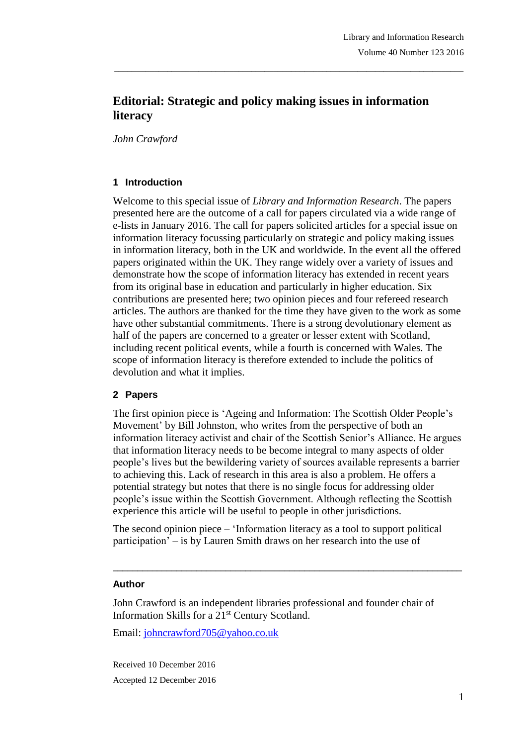# Editorial: Strategic and policy making issues in information literacy

*John Crawford*

## 1 Introduction

Welcome to this special issue of *Library and Information Research*. The papers presented here are the outcome of a call for papers circulated via a wide range of e-lists in January 2016. The call for papers solicited articles for a special issue on information literacy focussing particularly on strategic and policy making issues in information literacy, both in the UK and worldwide. In the event all the offered papers originated within the UK. They range widely over a variety of issues and demonstrate how the scope of information literacy has extended in recent years from its original base in education and particularly in higher education. Six contributions are presented here; two opinion pieces and four refereed research articles. The authors are thanked for the time they have given to the work as some have other substantial commitments. There is a strong devolutionary element as half of the papers are concerned to a greater or lesser extent with Scotland, including recent political events, while a fourth is concerned with Wales. The scope of information literacy is therefore extended to include the politics of devolution and what it implies.

## 2 Papers

The first opinion piece is 'Ageing and Information: The Scottish Older People's Movement' by Bill Johnston, who writes from the perspective of both an information literacy activist and chair of the Scottish Senior's Alliance. He argues that information literacy needs to be become integral to many aspects of older people's lives but the bewildering variety of sources available represents a barrier to achieving this. Lack of research in this area is also a problem. He offers a potential strategy but notes that there is no single focus for addressing older people's issue within the Scottish Government. Although reflecting the Scottish experience this article will be useful to people in other jurisdictions.

The second opinion piece – 'Information literacy as a tool to support political participation' – is by Lauren Smith draws on her research into the use of

---

### Author

John Crawford is an independent libraries professional and founder chair of Information Skills for a 21st Century Scotland.

Email: johncrawford705@yahoo.co.uk

Received 10 December 2016

Accepted 12 December 2016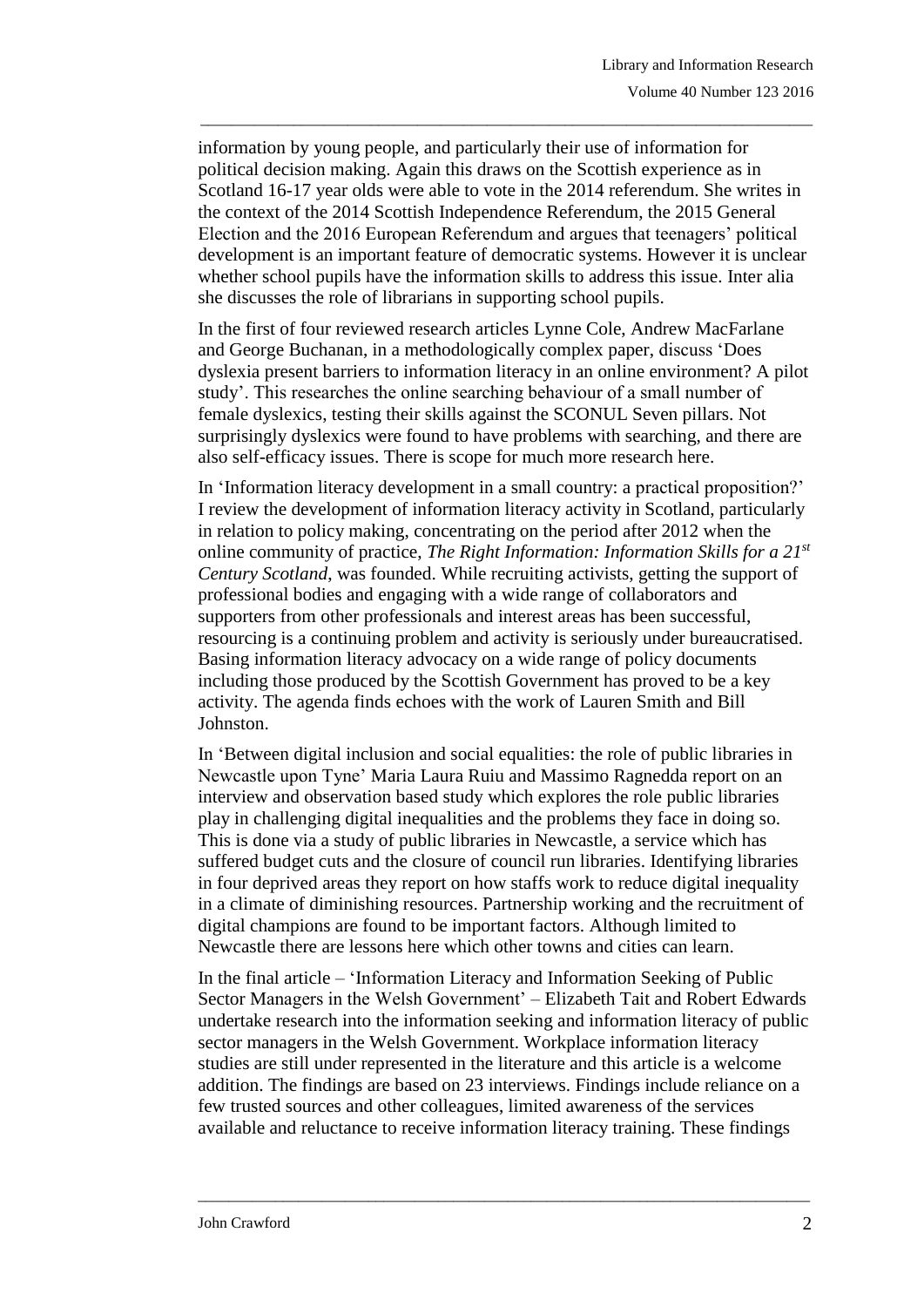information by young people, and particularly their use of information for political decision making. Again this draws on the Scottish experience as in Scotland 16-17 year olds were able to vote in the 2014 referendum. She writes in the context of the 2014 Scottish Independence Referendum, the 2015 General Election and the 2016 European Referendum and argues that teenagers' political development is an important feature of democratic systems. However it is unclear whether school pupils have the information skills to address this issue. Inter alia she discusses the role of librarians in supporting school pupils.

In the first of four reviewed research articles Lynne Cole, Andrew MacFarlane and George Buchanan, in a methodologically complex paper, discuss 'Does dyslexia present barriers to information literacy in an online environment? A pilot study'. This researches the online searching behaviour of a small number of female dyslexics, testing their skills against the SCONUL Seven pillars. Not surprisingly dyslexics were found to have problems with searching, and there are also self-efficacy issues. There is scope for much more research here.

In 'Information literacy development in a small country: a practical proposition?' I review the development of information literacy activity in Scotland, particularly in relation to policy making, concentrating on the period after 2012 when the online community of practice, *The Right Information: Information Skills for a 21st Century Scotland*, was founded. While recruiting activists, getting the support of professional bodies and engaging with a wide range of collaborators and supporters from other professionals and interest areas has been successful, resourcing is a continuing problem and activity is seriously under bureaucratised. Basing information literacy advocacy on a wide range of policy documents including those produced by the Scottish Government has proved to be a key activity. The agenda finds echoes with the work of Lauren Smith and Bill Johnston.

In 'Between digital inclusion and social equalities: the role of public libraries in Newcastle upon Tyne' Maria Laura Ruiu and Massimo Ragnedda report on an interview and observation based study which explores the role public libraries play in challenging digital inequalities and the problems they face in doing so. This is done via a study of public libraries in Newcastle, a service which has suffered budget cuts and the closure of council run libraries. Identifying libraries in four deprived areas they report on how staffs work to reduce digital inequality in a climate of diminishing resources. Partnership working and the recruitment of digital champions are found to be important factors. Although limited to Newcastle there are lessons here which other towns and cities can learn.

In the final article – 'Information Literacy and Information Seeking of Public Sector Managers in the Welsh Government' – Elizabeth Tait and Robert Edwards undertake research into the information seeking and information literacy of public sector managers in the Welsh Government. Workplace information literacy studies are still under represented in the literature and this article is a welcome addition. The findings are based on 23 interviews. Findings include reliance on a few trusted sources and other colleagues, limited awareness of the services available and reluctance to receive information literacy training. These findings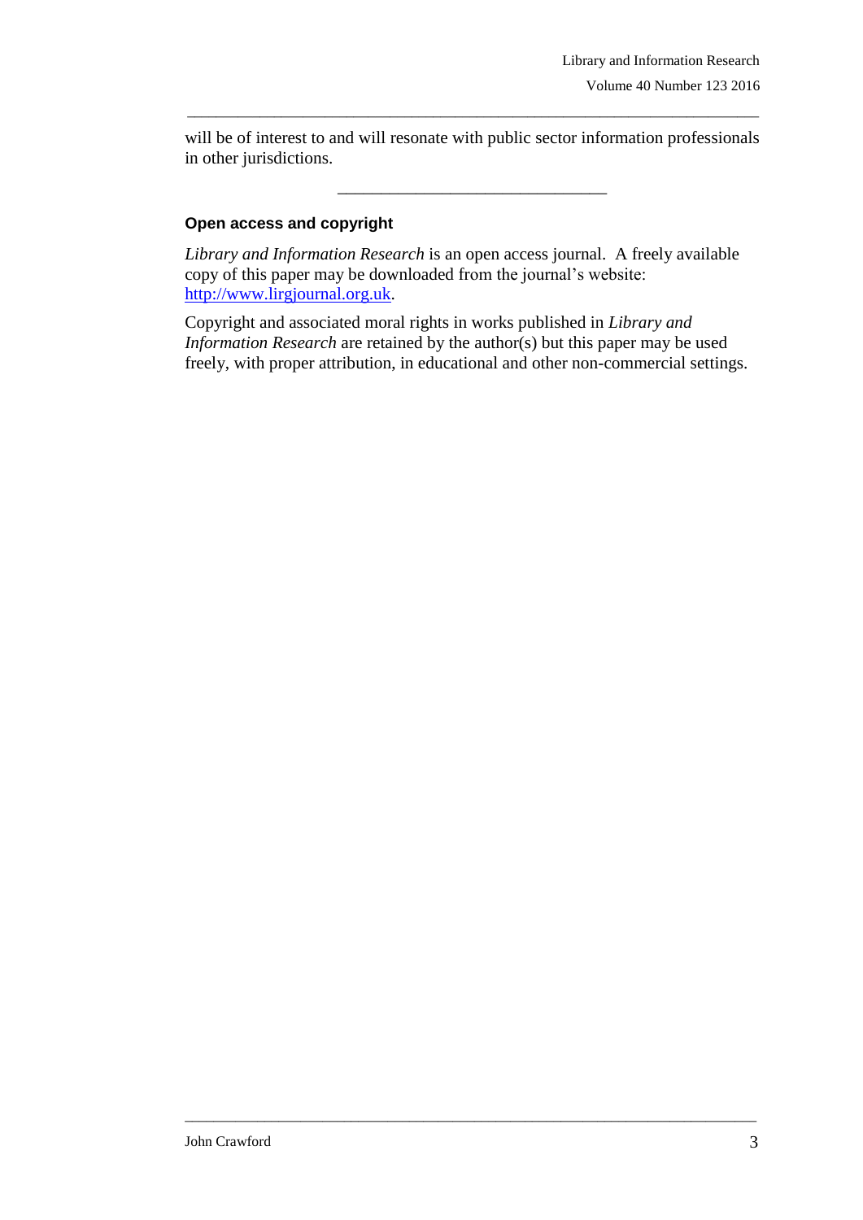will be of interest to and will resonate with public sector information professionals in other jurisdictions.

---

### Open access and copyright

*Library and Information Research* is an open access journal. A freely available copy of this paper may be downloaded from the journal's website: [http://www.lirgjournal.org.uk](http://www.lirgjournal.org.uk).

Copyright and associated moral rights in works published in *Library and Information Research* are retained by the author(s) but this paper may be used freely, with proper attribution, in educational and other non-commercial settings.